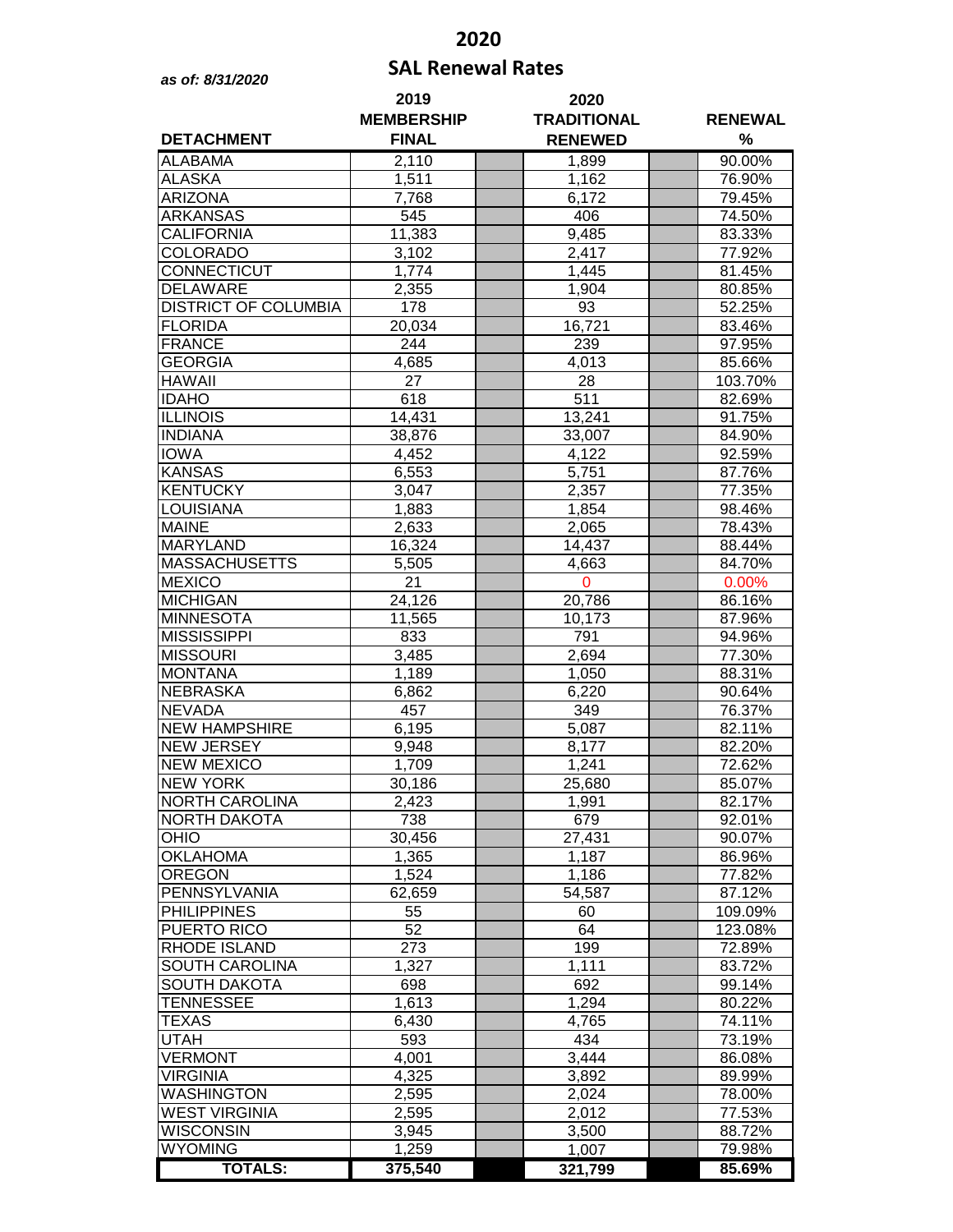# 2020

## SAL Renewal Rates

*as of: 8/31/2020*

| DETACHMENT | 2019 MEMBERSHIP FINAL | | 2020 TRADITIONAL RENEWED | | RENEWAL % |
|---|---|---|---|---|---|
| ALABAMA | 2,110 | | 1,899 | | 90.00% |
| ALASKA | 1,511 | | 1,162 | | 76.90% |
| ARIZONA | 7,768 | | 6,172 | | 79.45% |
| ARKANSAS | 545 | | 406 | | 74.50% |
| CALIFORNIA | 11,383 | | 9,485 | | 83.33% |
| COLORADO | 3,102 | | 2,417 | | 77.92% |
| CONNECTICUT | 1,774 | | 1,445 | | 81.45% |
| DELAWARE | 2,355 | | 1,904 | | 80.85% |
| DISTRICT OF COLUMBIA | 178 | | 93 | | 52.25% |
| FLORIDA | 20,034 | | 16,721 | | 83.46% |
| FRANCE | 244 | | 239 | | 97.95% |
| GEORGIA | 4,685 | | 4,013 | | 85.66% |
| HAWAII | 27 | | 28 | | 103.70% |
| IDAHO | 618 | | 511 | | 82.69% |
| ILLINOIS | 14,431 | | 13,241 | | 91.75% |
| INDIANA | 38,876 | | 33,007 | | 84.90% |
| IOWA | 4,452 | | 4,122 | | 92.59% |
| KANSAS | 6,553 | | 5,751 | | 87.76% |
| KENTUCKY | 3,047 | | 2,357 | | 77.35% |
| LOUISIANA | 1,883 | | 1,854 | | 98.46% |
| MAINE | 2,633 | | 2,065 | | 78.43% |
| MARYLAND | 16,324 | | 14,437 | | 88.44% |
| MASSACHUSETTS | 5,505 | | 4,663 | | 84.70% |
| MEXICO | 21 | | 0 | | 0.00% |
| MICHIGAN | 24,126 | | 20,786 | | 86.16% |
| MINNESOTA | 11,565 | | 10,173 | | 87.96% |
| MISSISSIPPI | 833 | | 791 | | 94.96% |
| MISSOURI | 3,485 | | 2,694 | | 77.30% |
| MONTANA | 1,189 | | 1,050 | | 88.31% |
| NEBRASKA | 6,862 | | 6,220 | | 90.64% |
| NEVADA | 457 | | 349 | | 76.37% |
| NEW HAMPSHIRE | 6,195 | | 5,087 | | 82.11% |
| NEW JERSEY | 9,948 | | 8,177 | | 82.20% |
| NEW MEXICO | 1,709 | | 1,241 | | 72.62% |
| NEW YORK | 30,186 | | 25,680 | | 85.07% |
| NORTH CAROLINA | 2,423 | | 1,991 | | 82.17% |
| NORTH DAKOTA | 738 | | 679 | | 92.01% |
| OHIO | 30,456 | | 27,431 | | 90.07% |
| OKLAHOMA | 1,365 | | 1,187 | | 86.96% |
| OREGON | 1,524 | | 1,186 | | 77.82% |
| PENNSYLVANIA | 62,659 | | 54,587 | | 87.12% |
| PHILIPPINES | 55 | | 60 | | 109.09% |
| PUERTO RICO | 52 | | 64 | | 123.08% |
| RHODE ISLAND | 273 | | 199 | | 72.89% |
| SOUTH CAROLINA | 1,327 | | 1,111 | | 83.72% |
| SOUTH DAKOTA | 698 | | 692 | | 99.14% |
| TENNESSEE | 1,613 | | 1,294 | | 80.22% |
| TEXAS | 6,430 | | 4,765 | | 74.11% |
| UTAH | 593 | | 434 | | 73.19% |
| VERMONT | 4,001 | | 3,444 | | 86.08% |
| VIRGINIA | 4,325 | | 3,892 | | 89.99% |
| WASHINGTON | 2,595 | | 2,024 | | 78.00% |
| WEST VIRGINIA | 2,595 | | 2,012 | | 77.53% |
| WISCONSIN | 3,945 | | 3,500 | | 88.72% |
| WYOMING | 1,259 | | 1,007 | | 79.98% |
| **TOTALS:** | **375,540** | | **321,799** | | **85.69%** |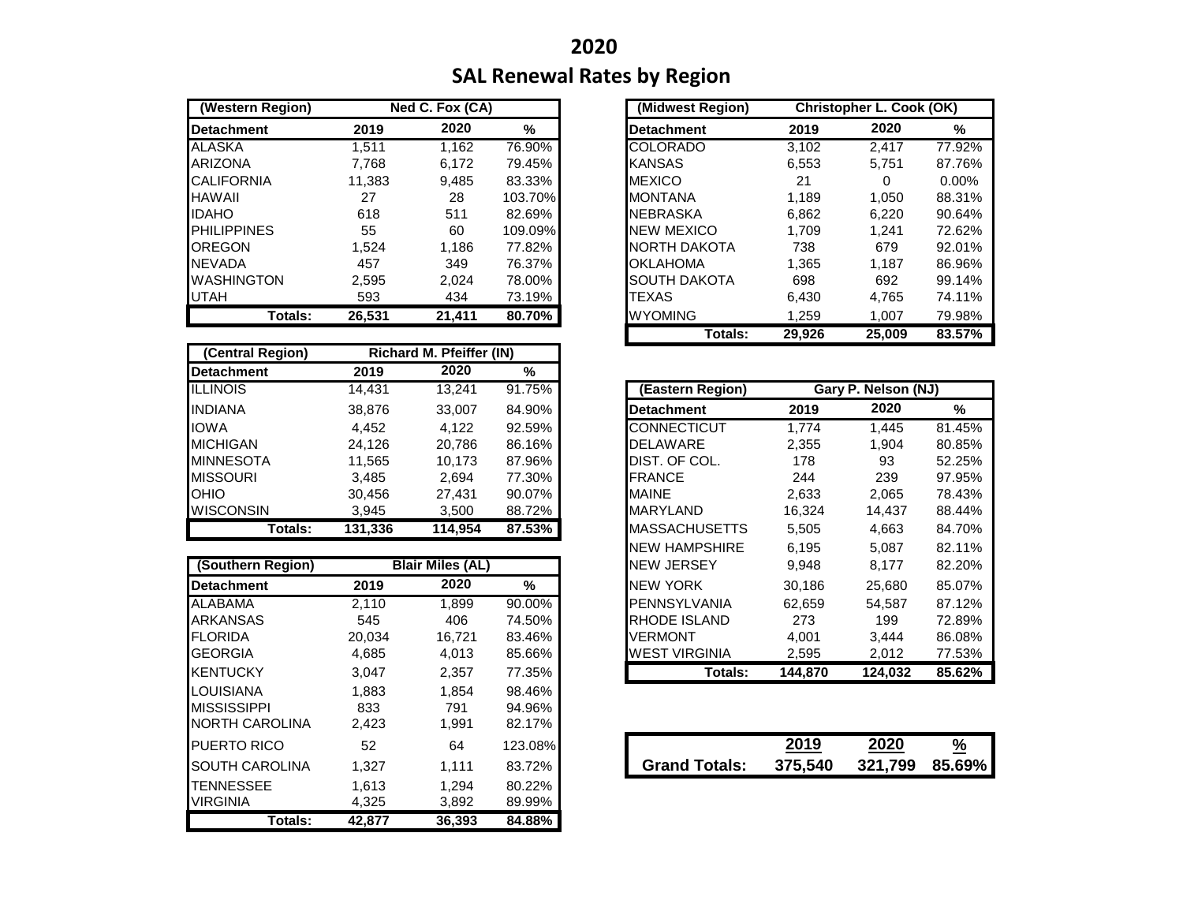# 2020

## SAL Renewal Rates by Region

| (Western Region) | Ned C. Fox (CA) | | |
|---|---|---|---|
| **Detachment** | **2019** | **2020** | **%** |
| ALASKA | 1,511 | 1,162 | 76.90% |
| ARIZONA | 7,768 | 6,172 | 79.45% |
| CALIFORNIA | 11,383 | 9,485 | 83.33% |
| HAWAII | 27 | 28 | 103.70% |
| IDAHO | 618 | 511 | 82.69% |
| PHILIPPINES | 55 | 60 | 109.09% |
| OREGON | 1,524 | 1,186 | 77.82% |
| NEVADA | 457 | 349 | 76.37% |
| WASHINGTON | 2,595 | 2,024 | 78.00% |
| UTAH | 593 | 434 | 73.19% |
| **Totals:** | **26,531** | **21,411** | **80.70%** |

| (Central Region) | Richard M. Pfeiffer (IN) | | |
|---|---|---|---|
| **Detachment** | **2019** | **2020** | **%** |
| ILLINOIS | 14,431 | 13,241 | 91.75% |
| INDIANA | 38,876 | 33,007 | 84.90% |
| IOWA | 4,452 | 4,122 | 92.59% |
| MICHIGAN | 24,126 | 20,786 | 86.16% |
| MINNESOTA | 11,565 | 10,173 | 87.96% |
| MISSOURI | 3,485 | 2,694 | 77.30% |
| OHIO | 30,456 | 27,431 | 90.07% |
| WISCONSIN | 3,945 | 3,500 | 88.72% |
| **Totals:** | **131,336** | **114,954** | **87.53%** |

| (Southern Region) | Blair Miles (AL) | | |
|---|---|---|---|
| **Detachment** | **2019** | **2020** | **%** |
| ALABAMA | 2,110 | 1,899 | 90.00% |
| ARKANSAS | 545 | 406 | 74.50% |
| FLORIDA | 20,034 | 16,721 | 83.46% |
| GEORGIA | 4,685 | 4,013 | 85.66% |
| KENTUCKY | 3,047 | 2,357 | 77.35% |
| LOUISIANA | 1,883 | 1,854 | 98.46% |
| MISSISSIPPI | 833 | 791 | 94.96% |
| NORTH CAROLINA | 2,423 | 1,991 | 82.17% |
| PUERTO RICO | 52 | 64 | 123.08% |
| SOUTH CAROLINA | 1,327 | 1,111 | 83.72% |
| TENNESSEE | 1,613 | 1,294 | 80.22% |
| VIRGINIA | 4,325 | 3,892 | 89.99% |
| **Totals:** | **42,877** | **36,393** | **84.88%** |

| (Midwest Region) | Christopher L. Cook (OK) | | |
|---|---|---|---|
| **Detachment** | **2019** | **2020** | **%** |
| COLORADO | 3,102 | 2,417 | 77.92% |
| KANSAS | 6,553 | 5,751 | 87.76% |
| MEXICO | 21 | 0 | 0.00% |
| MONTANA | 1,189 | 1,050 | 88.31% |
| NEBRASKA | 6,862 | 6,220 | 90.64% |
| NEW MEXICO | 1,709 | 1,241 | 72.62% |
| NORTH DAKOTA | 738 | 679 | 92.01% |
| OKLAHOMA | 1,365 | 1,187 | 86.96% |
| SOUTH DAKOTA | 698 | 692 | 99.14% |
| TEXAS | 6,430 | 4,765 | 74.11% |
| WYOMING | 1,259 | 1,007 | 79.98% |
| **Totals:** | **29,926** | **25,009** | **83.57%** |

| (Eastern Region) | Gary P. Nelson (NJ) | | |
|---|---|---|---|
| **Detachment** | **2019** | **2020** | **%** |
| CONNECTICUT | 1,774 | 1,445 | 81.45% |
| DELAWARE | 2,355 | 1,904 | 80.85% |
| DIST. OF COL. | 178 | 93 | 52.25% |
| FRANCE | 244 | 239 | 97.95% |
| MAINE | 2,633 | 2,065 | 78.43% |
| MARYLAND | 16,324 | 14,437 | 88.44% |
| MASSACHUSETTS | 5,505 | 4,663 | 84.70% |
| NEW HAMPSHIRE | 6,195 | 5,087 | 82.11% |
| NEW JERSEY | 9,948 | 8,177 | 82.20% |
| NEW YORK | 30,186 | 25,680 | 85.07% |
| PENNSYLVANIA | 62,659 | 54,587 | 87.12% |
| RHODE ISLAND | 273 | 199 | 72.89% |
| VERMONT | 4,001 | 3,444 | 86.08% |
| WEST VIRGINIA | 2,595 | 2,012 | 77.53% |
| **Totals:** | **144,870** | **124,032** | **85.62%** |

| | 2019 | 2020 | % |
|---|---|---|---|
| **Grand Totals:** | **375,540** | **321,799** | **85.69%** |